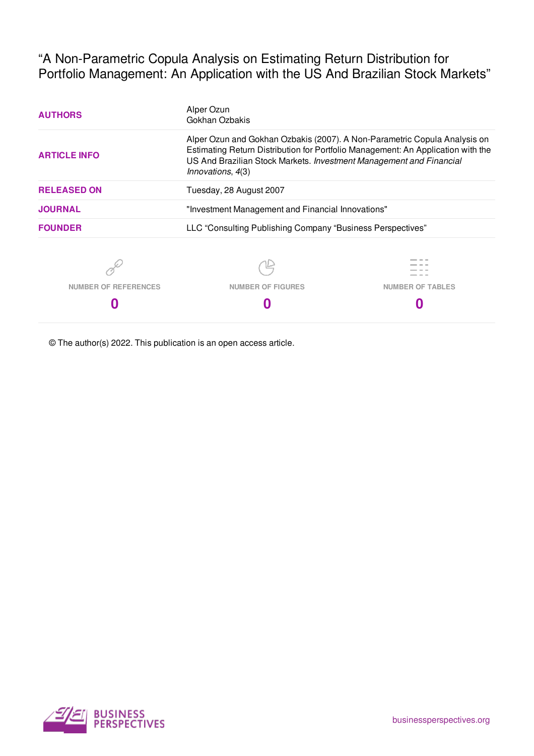# "A Non-Parametric Copula Analysis on Estimating Return Distribution for Portfolio Management: An Application with the US And Brazilian Stock Markets"

| | |
|---|---|
| **AUTHORS** | Alper Ozun<br>Gokhan Ozbakis |
| **ARTICLE INFO** | Alper Ozun and Gokhan Ozbakis (2007). A Non-Parametric Copula Analysis on Estimating Return Distribution for Portfolio Management: An Application with the US And Brazilian Stock Markets. *Investment Management and Financial Innovations*, *4*(3) |
| **RELEASED ON** | Tuesday, 28 August 2007 |
| **JOURNAL** | "Investment Management and Financial Innovations" |
| **FOUNDER** | LLC "Consulting Publishing Company "Business Perspectives" |

| NUMBER OF REFERENCES | NUMBER OF FIGURES | NUMBER OF TABLES |
|---|---|---|
| 0 | 0 | 0 |

© The author(s) 2022. This publication is an open access article.

BUSINESS PERSPECTIVES

businessperspectives.org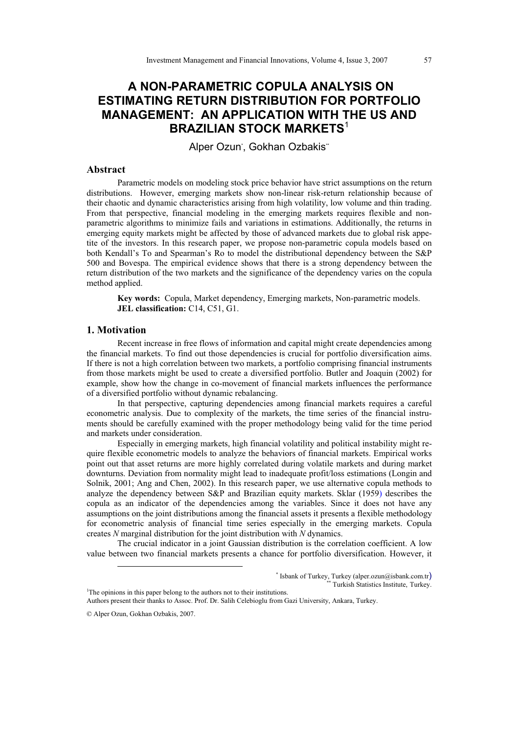# A NON-PARAMETRIC COPULA ANALYSIS ON ESTIMATING RETURN DISTRIBUTION FOR PORTFOLIO MANAGEMENT: AN APPLICATION WITH THE US AND BRAZILIAN STOCK MARKETS[1]

Alper Ozun[*], Gokhan Ozbakis[**]

## Abstract

Parametric models on modeling stock price behavior have strict assumptions on the return distributions. However, emerging markets show non-linear risk-return relationship because of their chaotic and dynamic characteristics arising from high volatility, low volume and thin trading. From that perspective, financial modeling in the emerging markets requires flexible and non-parametric algorithms to minimize fails and variations in estimations. Additionally, the returns in emerging equity markets might be affected by those of advanced markets due to global risk appetite of the investors. In this research paper, we propose non-parametric copula models based on both Kendall's To and Spearman's Ro to model the distributional dependency between the S&P 500 and Bovespa. The empirical evidence shows that there is a strong dependency between the return distribution of the two markets and the significance of the dependency varies on the copula method applied.

**Key words:** Copula, Market dependency, Emerging markets, Non-parametric models.
**JEL classification:** C14, C51, G1.

## 1. Motivation

Recent increase in free flows of information and capital might create dependencies among the financial markets. To find out those dependencies is crucial for portfolio diversification aims. If there is not a high correlation between two markets, a portfolio comprising financial instruments from those markets might be used to create a diversified portfolio. Butler and Joaquin (2002) for example, show how the change in co-movement of financial markets influences the performance of a diversified portfolio without dynamic rebalancing.

In that perspective, capturing dependencies among financial markets requires a careful econometric analysis. Due to complexity of the markets, the time series of the financial instruments should be carefully examined with the proper methodology being valid for the time period and markets under consideration.

Especially in emerging markets, high financial volatility and political instability might require flexible econometric models to analyze the behaviors of financial markets. Empirical works point out that asset returns are more highly correlated during volatile markets and during market downturns. Deviation from normality might lead to inadequate profit/loss estimations (Longin and Solnik, 2001; Ang and Chen, 2002). In this research paper, we use alternative copula methods to analyze the dependency between S&P and Brazilian equity markets. Sklar (1959) describes the copula as an indicator of the dependencies among the variables. Since it does not have any assumptions on the joint distributions among the financial assets it presents a flexible methodology for econometric analysis of financial time series especially in the emerging markets. Copula creates *N* marginal distribution for the joint distribution with *N* dynamics.

The crucial indicator in a joint Gaussian distribution is the correlation coefficient. A low value between two financial markets presents a chance for portfolio diversification. However, it

---

[*] Isbank of Turkey, Turkey (alper.ozun@isbank.com.tr)
[**] Turkish Statistics Institute, Turkey.

[1] The opinions in this paper belong to the authors not to their institutions.
Authors present their thanks to Assoc. Prof. Dr. Salih Celebioglu from Gazi University, Ankara, Turkey.

© Alper Ozun, Gokhan Ozbakis, 2007.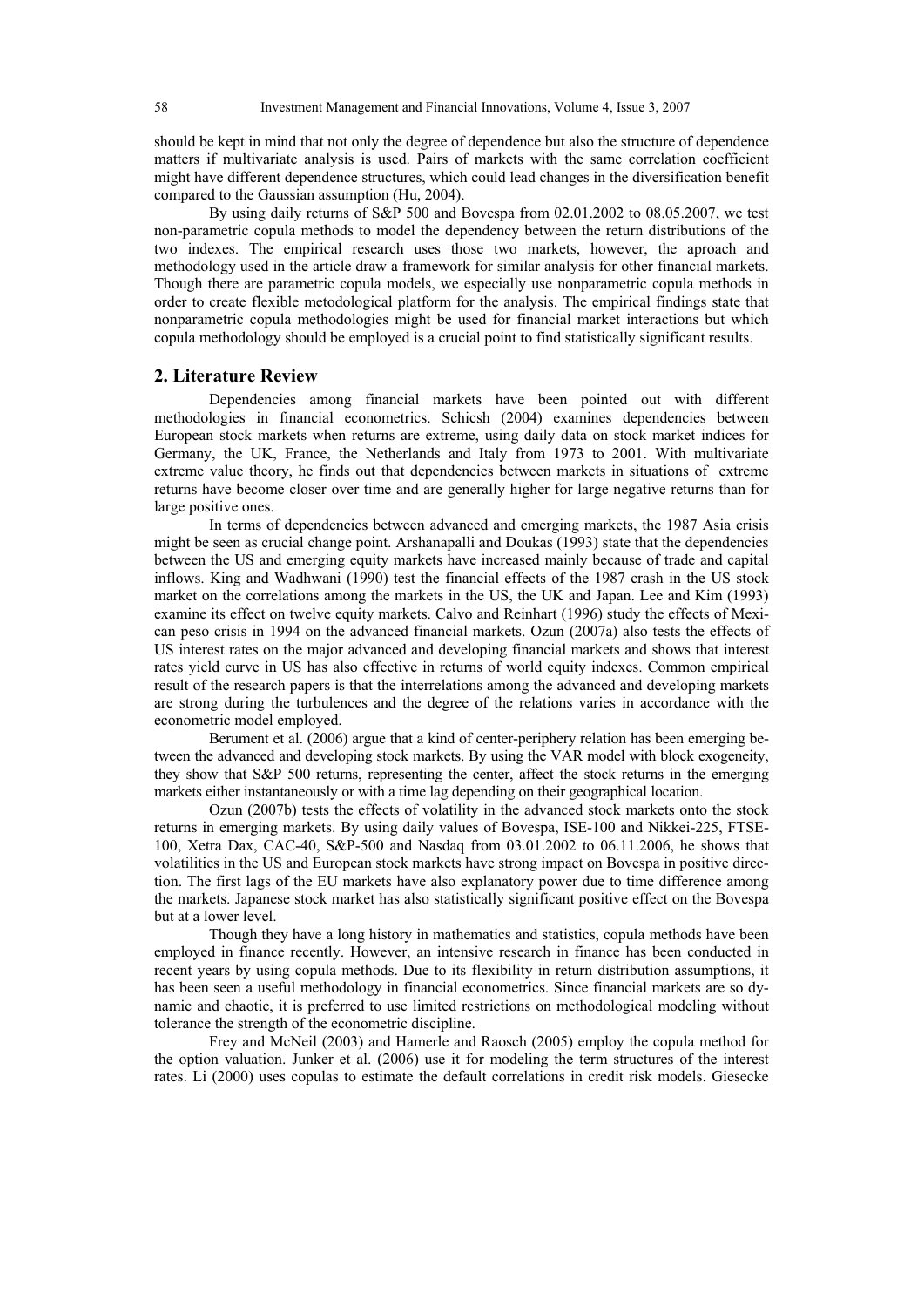should be kept in mind that not only the degree of dependence but also the structure of dependence matters if multivariate analysis is used. Pairs of markets with the same correlation coefficient might have different dependence structures, which could lead changes in the diversification benefit compared to the Gaussian assumption (Hu, 2004).

By using daily returns of S&P 500 and Bovespa from 02.01.2002 to 08.05.2007, we test non-parametric copula methods to model the dependency between the return distributions of the two indexes. The empirical research uses those two markets, however, the aproach and methodology used in the article draw a framework for similar analysis for other financial markets. Though there are parametric copula models, we especially use nonparametric copula methods in order to create flexible metodological platform for the analysis. The empirical findings state that nonparametric copula methodologies might be used for financial market interactions but which copula methodology should be employed is a crucial point to find statistically significant results.

## 2. Literature Review

Dependencies among financial markets have been pointed out with different methodologies in financial econometrics. Schicsh (2004) examines dependencies between European stock markets when returns are extreme, using daily data on stock market indices for Germany, the UK, France, the Netherlands and Italy from 1973 to 2001. With multivariate extreme value theory, he finds out that dependencies between markets in situations of extreme returns have become closer over time and are generally higher for large negative returns than for large positive ones.

In terms of dependencies between advanced and emerging markets, the 1987 Asia crisis might be seen as crucial change point. Arshanapalli and Doukas (1993) state that the dependencies between the US and emerging equity markets have increased mainly because of trade and capital inflows. King and Wadhwani (1990) test the financial effects of the 1987 crash in the US stock market on the correlations among the markets in the US, the UK and Japan. Lee and Kim (1993) examine its effect on twelve equity markets. Calvo and Reinhart (1996) study the effects of Mexican peso crisis in 1994 on the advanced financial markets. Ozun (2007a) also tests the effects of US interest rates on the major advanced and developing financial markets and shows that interest rates yield curve in US has also effective in returns of world equity indexes. Common empirical result of the research papers is that the interrelations among the advanced and developing markets are strong during the turbulences and the degree of the relations varies in accordance with the econometric model employed.

Berument et al. (2006) argue that a kind of center-periphery relation has been emerging between the advanced and developing stock markets. By using the VAR model with block exogeneity, they show that S&P 500 returns, representing the center, affect the stock returns in the emerging markets either instantaneously or with a time lag depending on their geographical location.

Ozun (2007b) tests the effects of volatility in the advanced stock markets onto the stock returns in emerging markets. By using daily values of Bovespa, ISE-100 and Nikkei-225, FTSE-100, Xetra Dax, CAC-40, S&P-500 and Nasdaq from 03.01.2002 to 06.11.2006, he shows that volatilities in the US and European stock markets have strong impact on Bovespa in positive direction. The first lags of the EU markets have also explanatory power due to time difference among the markets. Japanese stock market has also statistically significant positive effect on the Bovespa but at a lower level.

Though they have a long history in mathematics and statistics, copula methods have been employed in finance recently. However, an intensive research in finance has been conducted in recent years by using copula methods. Due to its flexibility in return distribution assumptions, it has been seen a useful methodology in financial econometrics. Since financial markets are so dynamic and chaotic, it is preferred to use limited restrictions on methodological modeling without tolerance the strength of the econometric discipline.

Frey and McNeil (2003) and Hamerle and Raosch (2005) employ the copula method for the option valuation. Junker et al. (2006) use it for modeling the term structures of the interest rates. Li (2000) uses copulas to estimate the default correlations in credit risk models. Giesecke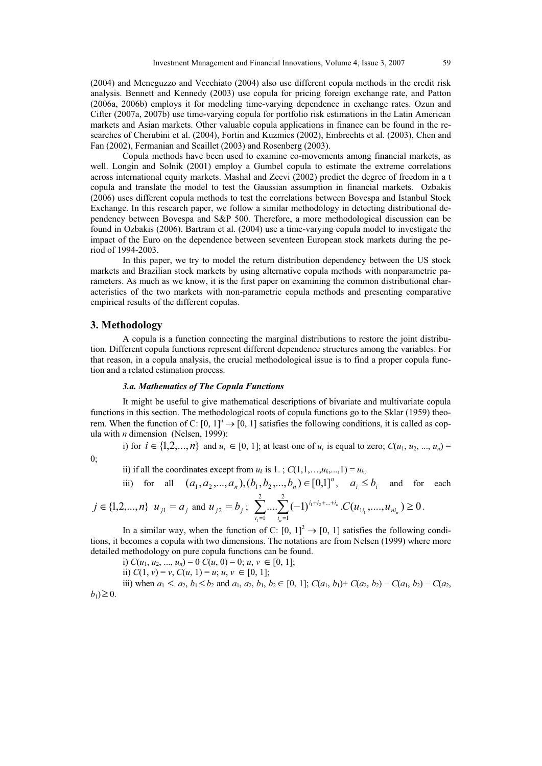(2004) and Meneguzzo and Vecchiato (2004) also use different copula methods in the credit risk analysis. Bennett and Kennedy (2003) use copula for pricing foreign exchange rate, and Patton (2006a, 2006b) employs it for modeling time-varying dependence in exchange rates. Ozun and Cifter (2007a, 2007b) use time-varying copula for portfolio risk estimations in the Latin American markets and Asian markets. Other valuable copula applications in finance can be found in the researches of Cherubini et al. (2004), Fortin and Kuzmics (2002), Embrechts et al. (2003), Chen and Fan (2002), Fermanian and Scaillet (2003) and Rosenberg (2003).

Copula methods have been used to examine co-movements among financial markets, as well. Longin and Solnik (2001) employ a Gumbel copula to estimate the extreme correlations across international equity markets. Mashal and Zeevi (2002) predict the degree of freedom in a t copula and translate the model to test the Gaussian assumption in financial markets. Ozbakis (2006) uses different copula methods to test the correlations between Bovespa and Istanbul Stock Exchange. In this research paper, we follow a similar methodology in detecting distributional dependency between Bovespa and S&P 500. Therefore, a more methodological discussion can be found in Ozbakis (2006). Bartram et al. (2004) use a time-varying copula model to investigate the impact of the Euro on the dependence between seventeen European stock markets during the period of 1994-2003.

In this paper, we try to model the return distribution dependency between the US stock markets and Brazilian stock markets by using alternative copula methods with nonparametric parameters. As much as we know, it is the first paper on examining the common distributional characteristics of the two markets with non-parametric copula methods and presenting comparative empirical results of the different copulas.

## 3. Methodology

A copula is a function connecting the marginal distributions to restore the joint distribution. Different copula functions represent different dependence structures among the variables. For that reason, in a copula analysis, the crucial methodological issue is to find a proper copula function and a related estimation process.

### *3.a. Mathematics of The Copula Functions*

It might be useful to give mathematical descriptions of bivariate and multivariate copula functions in this section. The methodological roots of copula functions go to the Sklar (1959) theorem. When the function of $C: [0, 1]^n \rightarrow [0, 1]$ satisfies the following conditions, it is called as copula with *n* dimension (Nelsen, 1999):

i) for $i \in \{1,2,...,n\}$ and $u_i \in [0, 1]$; at least one of $u_i$ is equal to zero; $C(u_1, u_2, ..., u_n) = 0$;

ii) if all the coordinates except from $u_k$ is 1. ; $C(1,1,\ldots,u_k,...,1) = u_k$;

iii) for all $(a_1, a_2,..., a_n), (b_1, b_2,..., b_n) \in [0,1]^n$, $a_i \leq b_i$ and for each $j \in \{1,2,...,n\}$ $u_{j1} = a_j$ and $u_{j2} = b_j$; $\sum_{i_1=1}^{2} .... \sum_{i_n=1}^{2} (-1)^{i_1+i_2+...+i_n} . C(u_{1i_1},....,u_{ni_n}) \geq 0$.

In a similar way, when the function of $C: [0, 1]^2 \rightarrow [0, 1]$ satisfies the following conditions, it becomes a copula with two dimensions. The notations are from Nelsen (1999) where more detailed methodology on pure copula functions can be found.

i) $C(u_1, u_2, ..., u_n) = 0$ $C(u, 0) = 0$; $u, v \in [0, 1]$;

ii) $C(1, v) = v$, $C(u, 1) = u$; $u, v \in [0, 1]$;

iii) when $a_1 \leq a_2$, $b_1 \leq b_2$ and $a_1, a_2, b_1, b_2 \in [0, 1]$; $C(a_1, b_1) + C(a_2, b_2) - C(a_1, b_2) - C(a_2, b_1) \geq 0$.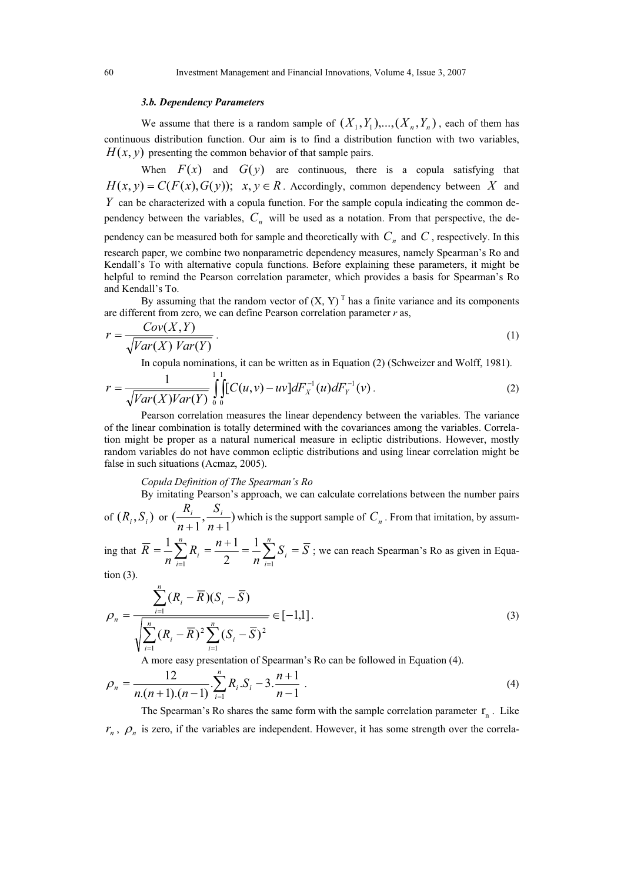### *3.b. Dependency Parameters*

We assume that there is a random sample of $(X_1, Y_1),...,(X_n, Y_n)$, each of them has continuous distribution function. Our aim is to find a distribution function with two variables, $H(x, y)$ presenting the common behavior of that sample pairs.

When $F(x)$ and $G(y)$ are continuous, there is a copula satisfying that $H(x, y) = C(F(x), G(y));\ \ x, y \in R$. Accordingly, common dependency between $X$ and $Y$ can be characterized with a copula function. For the sample copula indicating the common dependency between the variables, $C_n$ will be used as a notation. From that perspective, the dependency can be measured both for sample and theoretically with $C_n$ and $C$, respectively. In this research paper, we combine two nonparametric dependency measures, namely Spearman's Ro and Kendall's To with alternative copula functions. Before explaining these parameters, it might be helpful to remind the Pearson correlation parameter, which provides a basis for Spearman's Ro and Kendall's To.

By assuming that the random vector of $(X, Y)^T$ has a finite variance and its components are different from zero, we can define Pearson correlation parameter *r* as,

$$r = \frac{Cov(X, Y)}{\sqrt{Var(X)\ Var(Y)}}. \tag{1}$$

In copula nominations, it can be written as in Equation (2) (Schweizer and Wolff, 1981).

$$r = \frac{1}{\sqrt{Var(X)Var(Y)}} \int_0^1 \int_0^1 [C(u, v) - uv] dF_X^{-1}(u) dF_Y^{-1}(v). \tag{2}$$

Pearson correlation measures the linear dependency between the variables. The variance of the linear combination is totally determined with the covariances among the variables. Correlation might be proper as a natural numerical measure in ecliptic distributions. However, mostly random variables do not have common ecliptic distributions and using linear correlation might be false in such situations (Acmaz, 2005).

*Copula Definition of The Spearman's Ro*

By imitating Pearson's approach, we can calculate correlations between the number pairs of $(R_i, S_i)$ or $(\frac{R_i}{n+1}, \frac{S_i}{n+1})$ which is the support sample of $C_n$. From that imitation, by assuming that $\overline{R} = \frac{1}{n}\sum_{i=1}^{n} R_i = \frac{n+1}{2} = \frac{1}{n}\sum_{i=1}^{n} S_i = \overline{S}$; we can reach Spearman's Ro as given in Equation (3).

$$\rho_n = \frac{\sum_{i=1}^{n}(R_i - \overline{R})(S_i - \overline{S})}{\sqrt{\sum_{i=1}^{n}(R_i - \overline{R})^2 \sum_{i=1}^{n}(S_i - \overline{S})^2}} \in [-1, 1]. \tag{3}$$

A more easy presentation of Spearman's Ro can be followed in Equation (4).

$$\rho_n = \frac{12}{n.(n+1).(n-1)} . \sum_{i=1}^{n} R_i . S_i - 3.\frac{n+1}{n-1}. \tag{4}$$

The Spearman's Ro shares the same form with the sample correlation parameter $r_n$. Like $r_n$, $\rho_n$ is zero, if the variables are independent. However, it has some strength over the correla-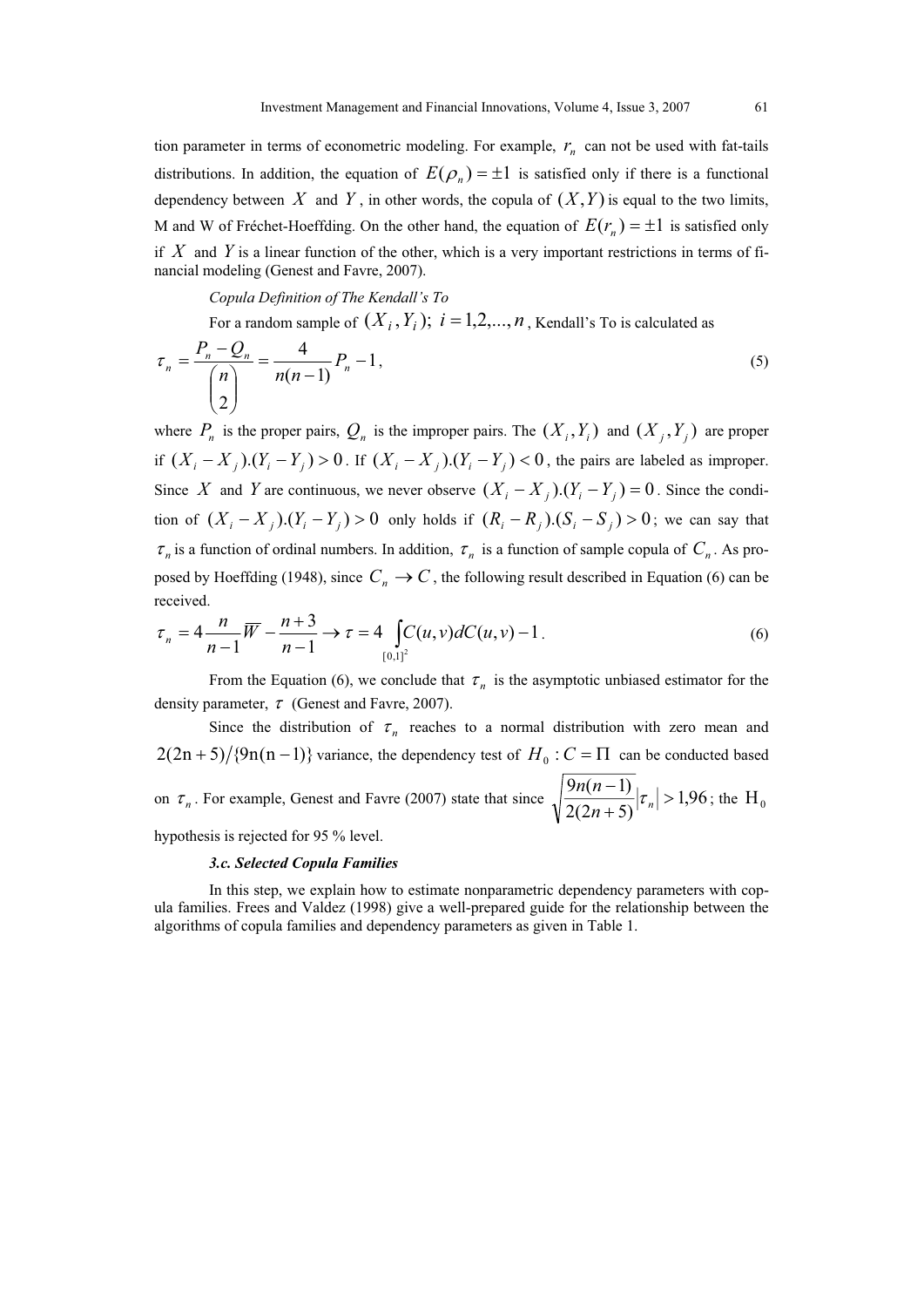tion parameter in terms of econometric modeling. For example, $r_n$ can not be used with fat-tails distributions. In addition, the equation of $E(\rho_n) = \pm 1$ is satisfied only if there is a functional dependency between $X$ and $Y$, in other words, the copula of $(X, Y)$ is equal to the two limits, M and W of Fréchet-Hoeffding. On the other hand, the equation of $E(r_n) = \pm 1$ is satisfied only if $X$ and $Y$ is a linear function of the other, which is a very important restrictions in terms of financial modeling (Genest and Favre, 2007).

*Copula Definition of The Kendall's To*

For a random sample of $(X_i, Y_i);\ i = 1,2,...,n$, Kendall's To is calculated as

$$\tau_n = \frac{P_n - Q_n}{\binom{n}{2}} = \frac{4}{n(n-1)} P_n - 1, \tag{5}$$

where $P_n$ is the proper pairs, $Q_n$ is the improper pairs. The $(X_i, Y_i)$ and $(X_j, Y_j)$ are proper if $(X_i - X_j).(Y_i - Y_j) > 0$. If $(X_i - X_j).(Y_i - Y_j) < 0$, the pairs are labeled as improper. Since $X$ and $Y$ are continuous, we never observe $(X_i - X_j).(Y_i - Y_j) = 0$. Since the condition of $(X_i - X_j).(Y_i - Y_j) > 0$ only holds if $(R_i - R_j).(S_i - S_j) > 0$; we can say that $\tau_n$ is a function of ordinal numbers. In addition, $\tau_n$ is a function of sample copula of $C_n$. As proposed by Hoeffding (1948), since $C_n \to C$, the following result described in Equation (6) can be received.

$$\tau_n = 4\frac{n}{n-1}\overline{W} - \frac{n+3}{n-1} \to \tau = 4\int_{[0,1]^2} C(u,v)dC(u,v) - 1. \tag{6}$$

From the Equation (6), we conclude that $\tau_n$ is the asymptotic unbiased estimator for the density parameter, $\tau$ (Genest and Favre, 2007).

Since the distribution of $\tau_n$ reaches to a normal distribution with zero mean and $2(2n+5)/\{9n(n-1)\}$ variance, the dependency test of $H_0 : C = \Pi$ can be conducted based on $\tau_n$. For example, Genest and Favre (2007) state that since $\sqrt{\frac{9n(n-1)}{2(2n+5)}}|\tau_n| > 1{,}96$; the $H_0$ hypothesis is rejected for 95 % level.

***3.c. Selected Copula Families***

In this step, we explain how to estimate nonparametric dependency parameters with copula families. Frees and Valdez (1998) give a well-prepared guide for the relationship between the algorithms of copula families and dependency parameters as given in Table 1.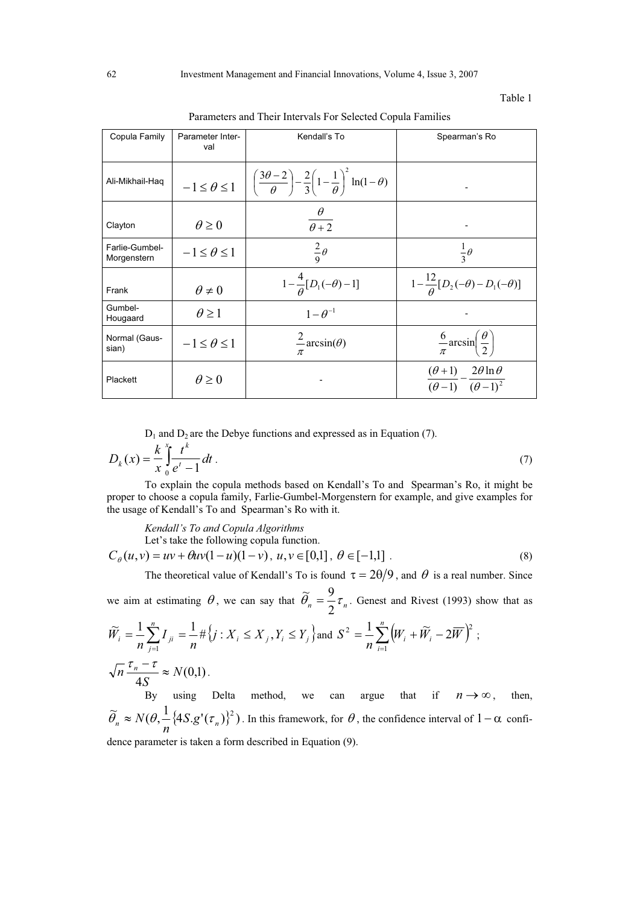Table 1

Parameters and Their Intervals For Selected Copula Families

| Copula Family | Parameter Interval | Kendall's To | Spearman's Ro |
|---|---|---|---|
| Ali-Mikhail-Haq | $-1 \le \theta \le 1$ | $\left(\frac{3\theta-2}{\theta}\right)-\frac{2}{3}\left(1-\frac{1}{\theta}\right)^2 \ln(1-\theta)$ | - |
| Clayton | $\theta \ge 0$ | $\frac{\theta}{\theta+2}$ | - |
| Farlie-Gumbel-Morgenstern | $-1 \le \theta \le 1$ | $\frac{2}{9}\theta$ | $\frac{1}{3}\theta$ |
| Frank | $\theta \ne 0$ | $1-\frac{4}{\theta}[D_1(-\theta)-1]$ | $1-\frac{12}{\theta}[D_2(-\theta)-D_1(-\theta)]$ |
| Gumbel-Hougaard | $\theta \ge 1$ | $1-\theta^{-1}$ | - |
| Normal (Gaussian) | $-1 \le \theta \le 1$ | $\frac{2}{\pi}\arcsin(\theta)$ | $\frac{6}{\pi}\arcsin\left(\frac{\theta}{2}\right)$ |
| Plackett | $\theta \ge 0$ | - | $\frac{(\theta+1)}{(\theta-1)}-\frac{2\theta\ln\theta}{(\theta-1)^2}$ |

$D_1$ and $D_2$ are the Debye functions and expressed as in Equation (7).

$$D_k(x)=\frac{k}{x}\int_0^x \frac{t^k}{e^t-1}dt . \tag{7}$$

To explain the copula methods based on Kendall's To and Spearman's Ro, it might be proper to choose a copula family, Farlie-Gumbel-Morgenstern for example, and give examples for the usage of Kendall's To and Spearman's Ro with it.

*Kendall's To and Copula Algorithms*

Let's take the following copula function.

$$C_\theta(u,v)=uv+\theta uv(1-u)(1-v),\ u,v\in[0,1],\ \theta\in[-1,1] . \tag{8}$$

The theoretical value of Kendall's To is found $\tau=2\theta/9$, and $\theta$ is a real number. Since we aim at estimating $\theta$, we can say that $\widetilde{\theta}_n=\frac{9}{2}\tau_n$. Genest and Rivest (1993) show that as $\widetilde{W}_i=\frac{1}{n}\sum_{j=1}^{n} I_{ji}=\frac{1}{n}\#\{j: X_i \le X_j, Y_i \le Y_j\}$ and $S^2=\frac{1}{n}\sum_{i=1}^{n}\left(W_i+\widetilde{W}_i-2\overline{W}\right)^2$;

$\sqrt{n}\frac{\tau_n-\tau}{4S}\approx N(0,1)$.

By using Delta method, we can argue that if $n\to\infty$, then, $\widetilde{\theta}_n\approx N(\theta,\frac{1}{n}\{4S.g'(\tau_n)\}^2)$. In this framework, for $\theta$, the confidence interval of $1-\alpha$ confidence parameter is taken a form described in Equation (9).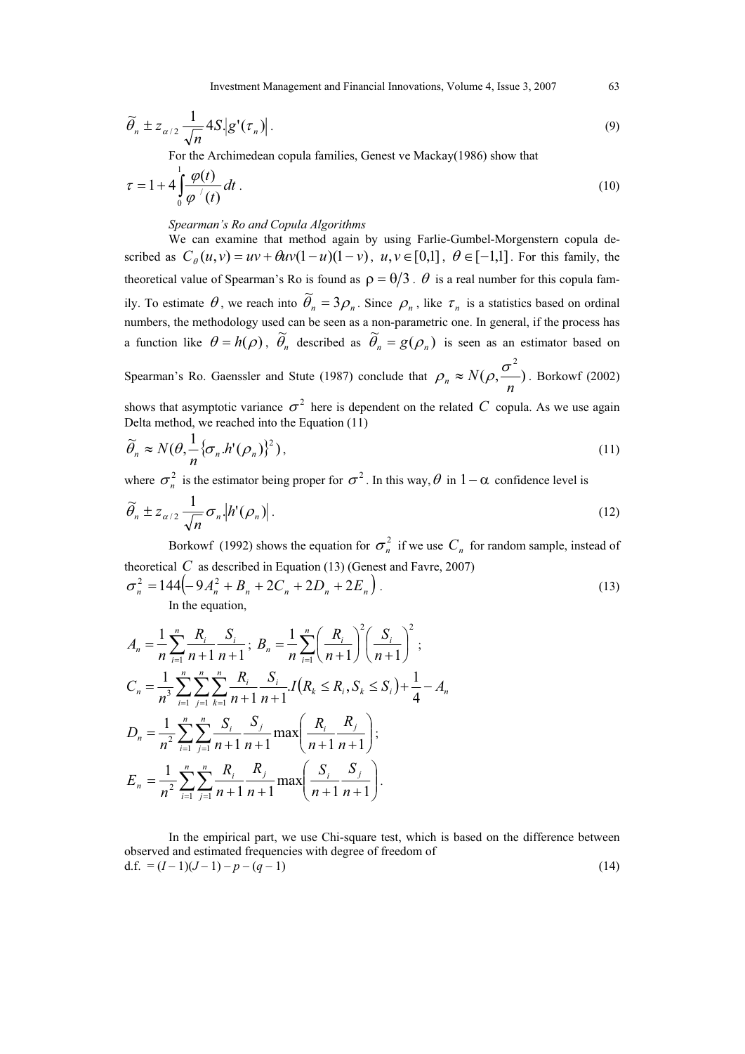$$\widetilde{\theta}_n \pm z_{\alpha/2} \frac{1}{\sqrt{n}} 4S.\left|g'(\tau_n)\right|. \tag{9}$$

For the Archimedean copula families, Genest ve Mackay(1986) show that

$$\tau = 1 + 4\int_0^1 \frac{\varphi(t)}{\varphi^{/}(t)} dt. \tag{10}$$

*Spearman's Ro and Copula Algorithms*

We can examine that method again by using Farlie-Gumbel-Morgenstern copula described as $C_\theta(u,v) = uv + \theta uv(1-u)(1-v)$, $u,v \in [0,1]$, $\theta \in [-1,1]$. For this family, the theoretical value of Spearman's Ro is found as $\rho = \theta/3$. $\theta$ is a real number for this copula family. To estimate $\theta$, we reach into $\widetilde{\theta}_n = 3\rho_n$. Since $\rho_n$, like $\tau_n$ is a statistics based on ordinal numbers, the methodology used can be seen as a non-parametric one. In general, if the process has a function like $\theta = h(\rho)$, $\widetilde{\theta}_n$ described as $\widetilde{\theta}_n = g(\rho_n)$ is seen as an estimator based on Spearman's Ro. Gaenssler and Stute (1987) conclude that $\rho_n \approx N(\rho, \frac{\sigma^2}{n})$. Borkowf (2002) shows that asymptotic variance $\sigma^2$ here is dependent on the related $C$ copula. As we use again Delta method, we reached into the Equation (11)

$$\widetilde{\theta}_n \approx N(\theta, \frac{1}{n}\{\sigma_n . h'(\rho_n)\}^2), \tag{11}$$

where $\sigma_n^2$ is the estimator being proper for $\sigma^2$. In this way, $\theta$ in $1-\alpha$ confidence level is

$$\widetilde{\theta}_n \pm z_{\alpha/2} \frac{1}{\sqrt{n}} \sigma_n . \left|h'(\rho_n)\right|. \tag{12}$$

Borkowf (1992) shows the equation for $\sigma_n^2$ if we use $C_n$ for random sample, instead of theoretical $C$ as described in Equation (13) (Genest and Favre, 2007)

$$\sigma_n^2 = 144\left(-9A_n^2 + B_n + 2C_n + 2D_n + 2E_n\right). \tag{13}$$

In the equation,

$$A_n = \frac{1}{n}\sum_{i=1}^{n} \frac{R_i}{n+1}\frac{S_i}{n+1}; \; B_n = \frac{1}{n}\sum_{i=1}^{n}\left(\frac{R_i}{n+1}\right)^2\left(\frac{S_i}{n+1}\right)^2;$$

$$C_n = \frac{1}{n^3}\sum_{i=1}^{n}\sum_{j=1}^{n}\sum_{k=1}^{n}\frac{R_i}{n+1}\frac{S_i}{n+1}.I\left(R_k \le R_i, S_k \le S_i\right) + \frac{1}{4} - A_n$$

$$D_n = \frac{1}{n^2}\sum_{i=1}^{n}\sum_{j=1}^{n}\frac{S_i}{n+1}\frac{S_j}{n+1}\max\left(\frac{R_i}{n+1}\frac{R_j}{n+1}\right);$$

$$E_n = \frac{1}{n^2}\sum_{i=1}^{n}\sum_{j=1}^{n}\frac{R_i}{n+1}\frac{R_j}{n+1}\max\left(\frac{S_i}{n+1}\frac{S_j}{n+1}\right).$$

In the empirical part, we use Chi-square test, which is based on the difference between observed and estimated frequencies with degree of freedom of

$$\text{d.f.} = (I-1)(J-1) - p - (q-1) \tag{14}$$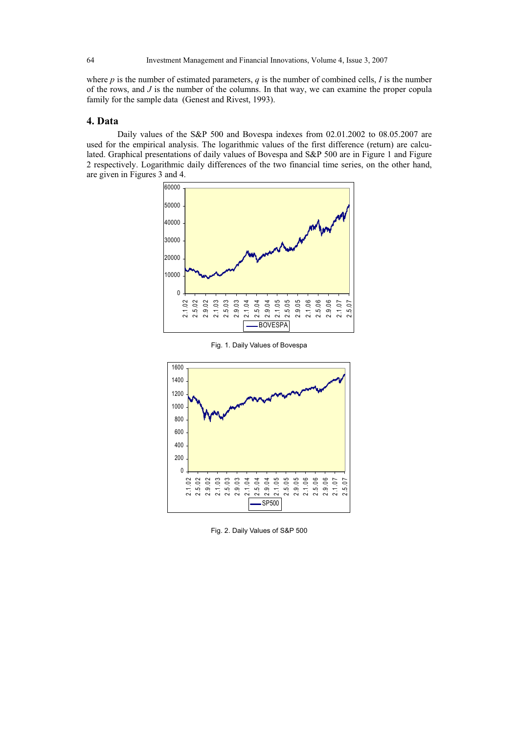where $p$ is the number of estimated parameters, $q$ is the number of combined cells, $I$ is the number of the rows, and $J$ is the number of the columns. In that way, we can examine the proper copula family for the sample data (Genest and Rivest, 1993).

## 4. Data

Daily values of the S&P 500 and Bovespa indexes from 02.01.2002 to 08.05.2007 are used for the empirical analysis. The logarithmic values of the first difference (return) are calculated. Graphical presentations of daily values of Bovespa and S&P 500 are in Figure 1 and Figure 2 respectively. Logarithmic daily differences of the two financial time series, on the other hand, are given in Figures 3 and 4.

Fig. 1. Daily Values of Bovespa

Fig. 2. Daily Values of S&P 500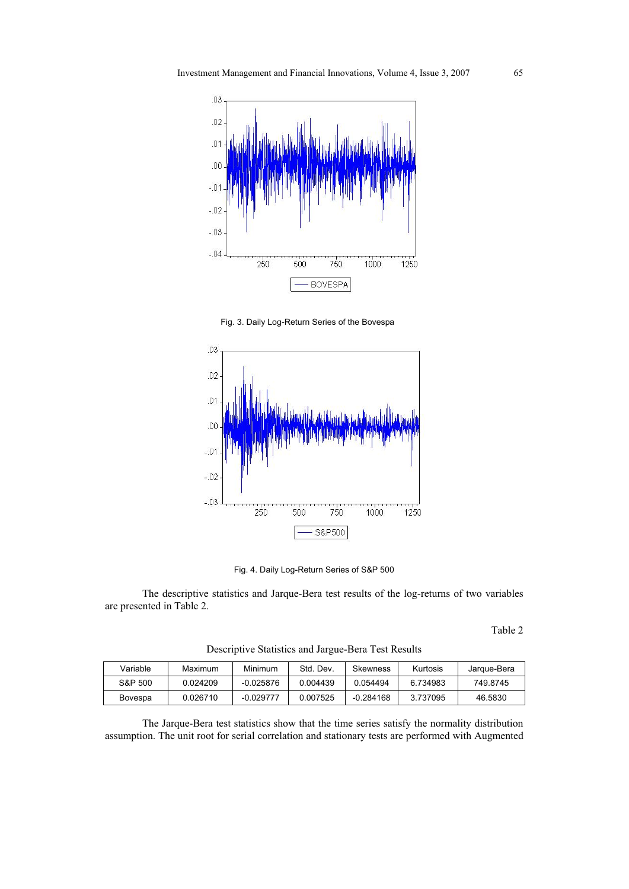Fig. 3. Daily Log-Return Series of the Bovespa

Fig. 4. Daily Log-Return Series of S&P 500

The descriptive statistics and Jarque-Bera test results of the log-returns of two variables are presented in Table 2.

Table 2

Descriptive Statistics and Jargue-Bera Test Results

| Variable | Maximum | Minimum | Std. Dev. | Skewness | Kurtosis | Jarque-Bera |
|---|---|---|---|---|---|---|
| S&P 500 | 0.024209 | -0.025876 | 0.004439 | 0.054494 | 6.734983 | 749.8745 |
| Bovespa | 0.026710 | -0.029777 | 0.007525 | -0.284168 | 3.737095 | 46.5830 |

The Jarque-Bera test statistics show that the time series satisfy the normality distribution assumption. The unit root for serial correlation and stationary tests are performed with Augmented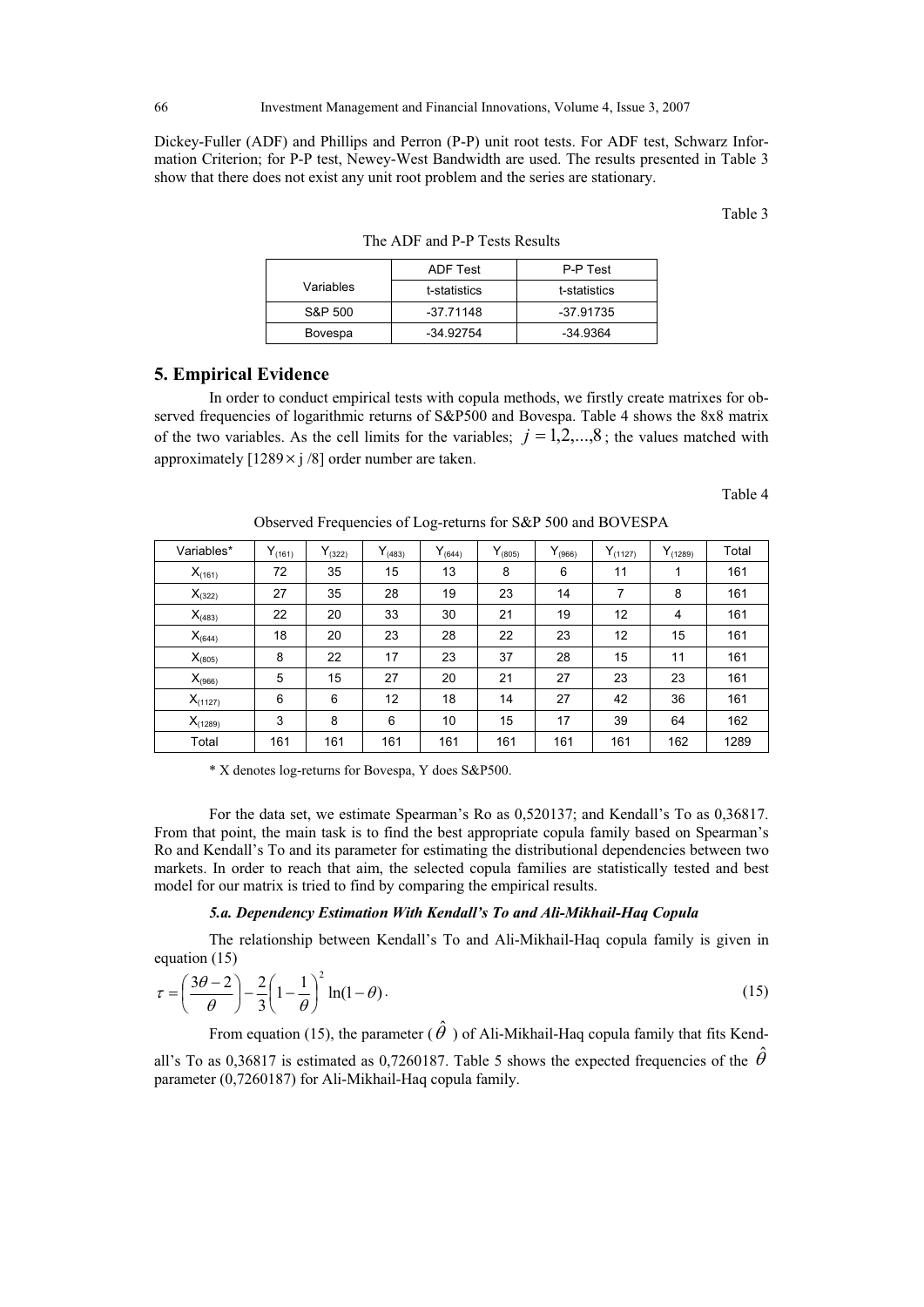Dickey-Fuller (ADF) and Phillips and Perron (P-P) unit root tests. For ADF test, Schwarz Information Criterion; for P-P test, Newey-West Bandwidth are used. The results presented in Table 3 show that there does not exist any unit root problem and the series are stationary.

Table 3

The ADF and P-P Tests Results

| Variables | ADF Test | P-P Test |
|---|---|---|
| | t-statistics | t-statistics |
| S&P 500 | -37.71148 | -37.91735 |
| Bovespa | -34.92754 | -34.9364 |

## 5. Empirical Evidence

In order to conduct empirical tests with copula methods, we firstly create matrixes for observed frequencies of logarithmic returns of S&P500 and Bovespa. Table 4 shows the 8x8 matrix of the two variables. As the cell limits for the variables; $j = 1,2,...,8$; the values matched with approximately $[1289 \times j /8]$ order number are taken.

Table 4

Observed Frequencies of Log-returns for S&P 500 and BOVESPA

| Variables* | $Y_{(161)}$ | $Y_{(322)}$ | $Y_{(483)}$ | $Y_{(644)}$ | $Y_{(805)}$ | $Y_{(966)}$ | $Y_{(1127)}$ | $Y_{(1289)}$ | Total |
|---|---|---|---|---|---|---|---|---|---|
| $X_{(161)}$ | 72 | 35 | 15 | 13 | 8 | 6 | 11 | 1 | 161 |
| $X_{(322)}$ | 27 | 35 | 28 | 19 | 23 | 14 | 7 | 8 | 161 |
| $X_{(483)}$ | 22 | 20 | 33 | 30 | 21 | 19 | 12 | 4 | 161 |
| $X_{(644)}$ | 18 | 20 | 23 | 28 | 22 | 23 | 12 | 15 | 161 |
| $X_{(805)}$ | 8 | 22 | 17 | 23 | 37 | 28 | 15 | 11 | 161 |
| $X_{(966)}$ | 5 | 15 | 27 | 20 | 21 | 27 | 23 | 23 | 161 |
| $X_{(1127)}$ | 6 | 6 | 12 | 18 | 14 | 27 | 42 | 36 | 161 |
| $X_{(1289)}$ | 3 | 8 | 6 | 10 | 15 | 17 | 39 | 64 | 162 |
| Total | 161 | 161 | 161 | 161 | 161 | 161 | 161 | 162 | 1289 |

* X denotes log-returns for Bovespa, Y does S&P500.

For the data set, we estimate Spearman's Ro as 0,520137; and Kendall's To as 0,36817. From that point, the main task is to find the best appropriate copula family based on Spearman's Ro and Kendall's To and its parameter for estimating the distributional dependencies between two markets. In order to reach that aim, the selected copula families are statistically tested and best model for our matrix is tried to find by comparing the empirical results.

### *5.a. Dependency Estimation With Kendall's To and Ali-Mikhail-Haq Copula*

The relationship between Kendall's To and Ali-Mikhail-Haq copula family is given in equation (15)

$$\tau = \left(\frac{3\theta - 2}{\theta}\right) - \frac{2}{3}\left(1 - \frac{1}{\theta}\right)^2 \ln(1-\theta). \tag{15}$$

From equation (15), the parameter ($\hat{\theta}$) of Ali-Mikhail-Haq copula family that fits Kendall's To as 0,36817 is estimated as 0,7260187. Table 5 shows the expected frequencies of the $\hat{\theta}$ parameter (0,7260187) for Ali-Mikhail-Haq copula family.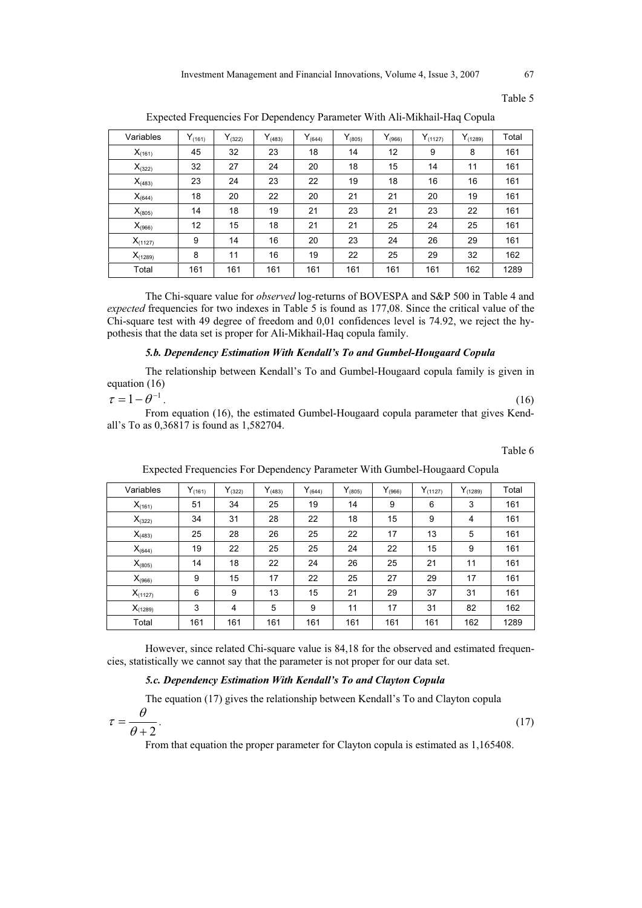Table 5

Expected Frequencies For Dependency Parameter With Ali-Mikhail-Haq Copula

| Variables | $Y_{(161)}$ | $Y_{(322)}$ | $Y_{(483)}$ | $Y_{(644)}$ | $Y_{(805)}$ | $Y_{(966)}$ | $Y_{(1127)}$ | $Y_{(1289)}$ | Total |
|---|---|---|---|---|---|---|---|---|---|
| $X_{(161)}$ | 45 | 32 | 23 | 18 | 14 | 12 | 9 | 8 | 161 |
| $X_{(322)}$ | 32 | 27 | 24 | 20 | 18 | 15 | 14 | 11 | 161 |
| $X_{(483)}$ | 23 | 24 | 23 | 22 | 19 | 18 | 16 | 16 | 161 |
| $X_{(644)}$ | 18 | 20 | 22 | 20 | 21 | 21 | 20 | 19 | 161 |
| $X_{(805)}$ | 14 | 18 | 19 | 21 | 23 | 21 | 23 | 22 | 161 |
| $X_{(966)}$ | 12 | 15 | 18 | 21 | 21 | 25 | 24 | 25 | 161 |
| $X_{(1127)}$ | 9 | 14 | 16 | 20 | 23 | 24 | 26 | 29 | 161 |
| $X_{(1289)}$ | 8 | 11 | 16 | 19 | 22 | 25 | 29 | 32 | 162 |
| Total | 161 | 161 | 161 | 161 | 161 | 161 | 161 | 162 | 1289 |

The Chi-square value for *observed* log-returns of BOVESPA and S&P 500 in Table 4 and *expected* frequencies for two indexes in Table 5 is found as 177,08. Since the critical value of the Chi-square test with 49 degree of freedom and 0,01 confidences level is 74.92, we reject the hypothesis that the data set is proper for Ali-Mikhail-Haq copula family.

### *5.b. Dependency Estimation With Kendall's To and Gumbel-Hougaard Copula*

The relationship between Kendall's To and Gumbel-Hougaard copula family is given in equation (16)

$$\tau = 1 - \theta^{-1}. \tag{16}$$

From equation (16), the estimated Gumbel-Hougaard copula parameter that gives Kendall's To as 0,36817 is found as 1,582704.

Table 6

Expected Frequencies For Dependency Parameter With Gumbel-Hougaard Copula

| Variables | $Y_{(161)}$ | $Y_{(322)}$ | $Y_{(483)}$ | $Y_{(644)}$ | $Y_{(805)}$ | $Y_{(966)}$ | $Y_{(1127)}$ | $Y_{(1289)}$ | Total |
|---|---|---|---|---|---|---|---|---|---|
| $X_{(161)}$ | 51 | 34 | 25 | 19 | 14 | 9 | 6 | 3 | 161 |
| $X_{(322)}$ | 34 | 31 | 28 | 22 | 18 | 15 | 9 | 4 | 161 |
| $X_{(483)}$ | 25 | 28 | 26 | 25 | 22 | 17 | 13 | 5 | 161 |
| $X_{(644)}$ | 19 | 22 | 25 | 25 | 24 | 22 | 15 | 9 | 161 |
| $X_{(805)}$ | 14 | 18 | 22 | 24 | 26 | 25 | 21 | 11 | 161 |
| $X_{(966)}$ | 9 | 15 | 17 | 22 | 25 | 27 | 29 | 17 | 161 |
| $X_{(1127)}$ | 6 | 9 | 13 | 15 | 21 | 29 | 37 | 31 | 161 |
| $X_{(1289)}$ | 3 | 4 | 5 | 9 | 11 | 17 | 31 | 82 | 162 |
| Total | 161 | 161 | 161 | 161 | 161 | 161 | 161 | 162 | 1289 |

However, since related Chi-square value is 84,18 for the observed and estimated frequencies, statistically we cannot say that the parameter is not proper for our data set.

### *5.c. Dependency Estimation With Kendall's To and Clayton Copula*

The equation (17) gives the relationship between Kendall's To and Clayton copula

$$\tau = \frac{\theta}{\theta + 2}. \tag{17}$$

From that equation the proper parameter for Clayton copula is estimated as 1,165408.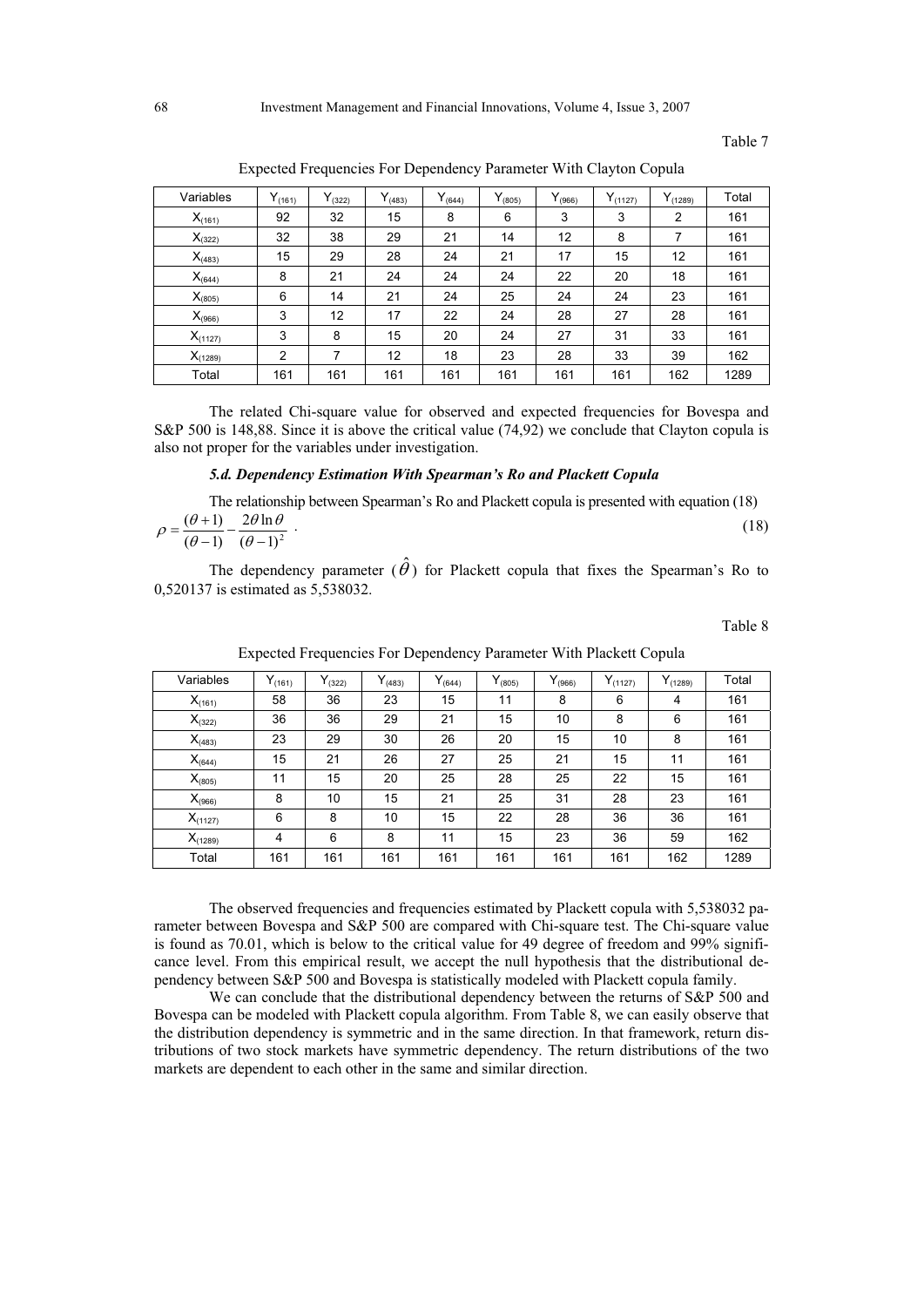Table 7

Expected Frequencies For Dependency Parameter With Clayton Copula

| Variables | $Y_{(161)}$ | $Y_{(322)}$ | $Y_{(483)}$ | $Y_{(644)}$ | $Y_{(805)}$ | $Y_{(966)}$ | $Y_{(1127)}$ | $Y_{(1289)}$ | Total |
|---|---|---|---|---|---|---|---|---|---|
| $X_{(161)}$ | 92 | 32 | 15 | 8 | 6 | 3 | 3 | 2 | 161 |
| $X_{(322)}$ | 32 | 38 | 29 | 21 | 14 | 12 | 8 | 7 | 161 |
| $X_{(483)}$ | 15 | 29 | 28 | 24 | 21 | 17 | 15 | 12 | 161 |
| $X_{(644)}$ | 8 | 21 | 24 | 24 | 24 | 22 | 20 | 18 | 161 |
| $X_{(805)}$ | 6 | 14 | 21 | 24 | 25 | 24 | 24 | 23 | 161 |
| $X_{(966)}$ | 3 | 12 | 17 | 22 | 24 | 28 | 27 | 28 | 161 |
| $X_{(1127)}$ | 3 | 8 | 15 | 20 | 24 | 27 | 31 | 33 | 161 |
| $X_{(1289)}$ | 2 | 7 | 12 | 18 | 23 | 28 | 33 | 39 | 162 |
| Total | 161 | 161 | 161 | 161 | 161 | 161 | 161 | 162 | 1289 |

The related Chi-square value for observed and expected frequencies for Bovespa and S&P 500 is 148,88. Since it is above the critical value (74,92) we conclude that Clayton copula is also not proper for the variables under investigation.

### *5.d. Dependency Estimation With Spearman's Ro and Plackett Copula*

The relationship between Spearman's Ro and Plackett copula is presented with equation (18)

$$\rho = \frac{(\theta+1)}{(\theta-1)} - \frac{2\theta \ln \theta}{(\theta-1)^2} \cdot \tag{18}$$

The dependency parameter ($\hat{\theta}$) for Plackett copula that fixes the Spearman's Ro to 0,520137 is estimated as 5,538032.

Table 8

Expected Frequencies For Dependency Parameter With Plackett Copula

| Variables | $Y_{(161)}$ | $Y_{(322)}$ | $Y_{(483)}$ | $Y_{(644)}$ | $Y_{(805)}$ | $Y_{(966)}$ | $Y_{(1127)}$ | $Y_{(1289)}$ | Total |
|---|---|---|---|---|---|---|---|---|---|
| $X_{(161)}$ | 58 | 36 | 23 | 15 | 11 | 8 | 6 | 4 | 161 |
| $X_{(322)}$ | 36 | 36 | 29 | 21 | 15 | 10 | 8 | 6 | 161 |
| $X_{(483)}$ | 23 | 29 | 30 | 26 | 20 | 15 | 10 | 8 | 161 |
| $X_{(644)}$ | 15 | 21 | 26 | 27 | 25 | 21 | 15 | 11 | 161 |
| $X_{(805)}$ | 11 | 15 | 20 | 25 | 28 | 25 | 22 | 15 | 161 |
| $X_{(966)}$ | 8 | 10 | 15 | 21 | 25 | 31 | 28 | 23 | 161 |
| $X_{(1127)}$ | 6 | 8 | 10 | 15 | 22 | 28 | 36 | 36 | 161 |
| $X_{(1289)}$ | 4 | 6 | 8 | 11 | 15 | 23 | 36 | 59 | 162 |
| Total | 161 | 161 | 161 | 161 | 161 | 161 | 161 | 162 | 1289 |

The observed frequencies and frequencies estimated by Plackett copula with 5,538032 parameter between Bovespa and S&P 500 are compared with Chi-square test. The Chi-square value is found as 70.01, which is below to the critical value for 49 degree of freedom and 99% significance level. From this empirical result, we accept the null hypothesis that the distributional dependency between S&P 500 and Bovespa is statistically modeled with Plackett copula family.

We can conclude that the distributional dependency between the returns of S&P 500 and Bovespa can be modeled with Plackett copula algorithm. From Table 8, we can easily observe that the distribution dependency is symmetric and in the same direction. In that framework, return distributions of two stock markets have symmetric dependency. The return distributions of the two markets are dependent to each other in the same and similar direction.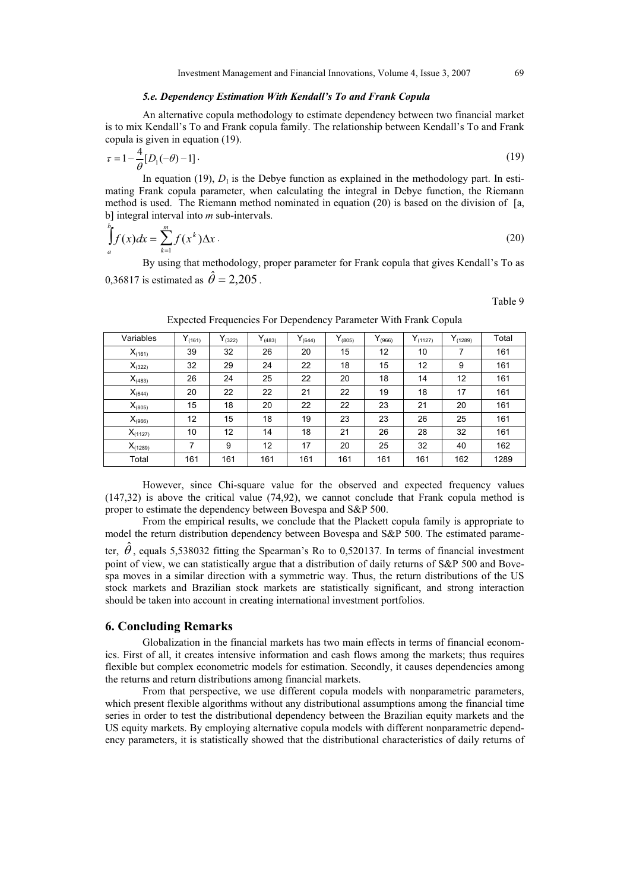#### *5.e. Dependency Estimation With Kendall's To and Frank Copula*

An alternative copula methodology to estimate dependency between two financial market is to mix Kendall's To and Frank copula family. The relationship between Kendall's To and Frank copula is given in equation (19).

$$\tau = 1 - \frac{4}{\theta}[D_1(-\theta) - 1] \cdot \tag{19}$$

In equation (19), $D_1$ is the Debye function as explained in the methodology part. In estimating Frank copula parameter, when calculating the integral in Debye function, the Riemann method is used. The Riemann method nominated in equation (20) is based on the division of [a, b] integral interval into *m* sub-intervals.

$$\int_a^b f(x)dx = \sum_{k=1}^{m} f(x^k)\Delta x \,. \tag{20}$$

By using that methodology, proper parameter for Frank copula that gives Kendall's To as 0,36817 is estimated as $\hat{\theta} = 2{,}205$.

Table 9

Expected Frequencies For Dependency Parameter With Frank Copula

| Variables | $Y_{(161)}$ | $Y_{(322)}$ | $Y_{(483)}$ | $Y_{(644)}$ | $Y_{(805)}$ | $Y_{(966)}$ | $Y_{(1127)}$ | $Y_{(1289)}$ | Total |
|---|---|---|---|---|---|---|---|---|---|
| $X_{(161)}$ | 39 | 32 | 26 | 20 | 15 | 12 | 10 | 7 | 161 |
| $X_{(322)}$ | 32 | 29 | 24 | 22 | 18 | 15 | 12 | 9 | 161 |
| $X_{(483)}$ | 26 | 24 | 25 | 22 | 20 | 18 | 14 | 12 | 161 |
| $X_{(644)}$ | 20 | 22 | 22 | 21 | 22 | 19 | 18 | 17 | 161 |
| $X_{(805)}$ | 15 | 18 | 20 | 22 | 22 | 23 | 21 | 20 | 161 |
| $X_{(966)}$ | 12 | 15 | 18 | 19 | 23 | 23 | 26 | 25 | 161 |
| $X_{(1127)}$ | 10 | 12 | 14 | 18 | 21 | 26 | 28 | 32 | 161 |
| $X_{(1289)}$ | 7 | 9 | 12 | 17 | 20 | 25 | 32 | 40 | 162 |
| Total | 161 | 161 | 161 | 161 | 161 | 161 | 161 | 162 | 1289 |

However, since Chi-square value for the observed and expected frequency values (147,32) is above the critical value (74,92), we cannot conclude that Frank copula method is proper to estimate the dependency between Bovespa and S&P 500.

From the empirical results, we conclude that the Plackett copula family is appropriate to model the return distribution dependency between Bovespa and S&P 500. The estimated parameter, $\hat{\theta}$, equals 5,538032 fitting the Spearman's Ro to 0,520137. In terms of financial investment point of view, we can statistically argue that a distribution of daily returns of S&P 500 and Bovespa moves in a similar direction with a symmetric way. Thus, the return distributions of the US stock markets and Brazilian stock markets are statistically significant, and strong interaction should be taken into account in creating international investment portfolios.

## 6. Concluding Remarks

Globalization in the financial markets has two main effects in terms of financial economics. First of all, it creates intensive information and cash flows among the markets; thus requires flexible but complex econometric models for estimation. Secondly, it causes dependencies among the returns and return distributions among financial markets.

From that perspective, we use different copula models with nonparametric parameters, which present flexible algorithms without any distributional assumptions among the financial time series in order to test the distributional dependency between the Brazilian equity markets and the US equity markets. By employing alternative copula models with different nonparametric dependency parameters, it is statistically showed that the distributional characteristics of daily returns of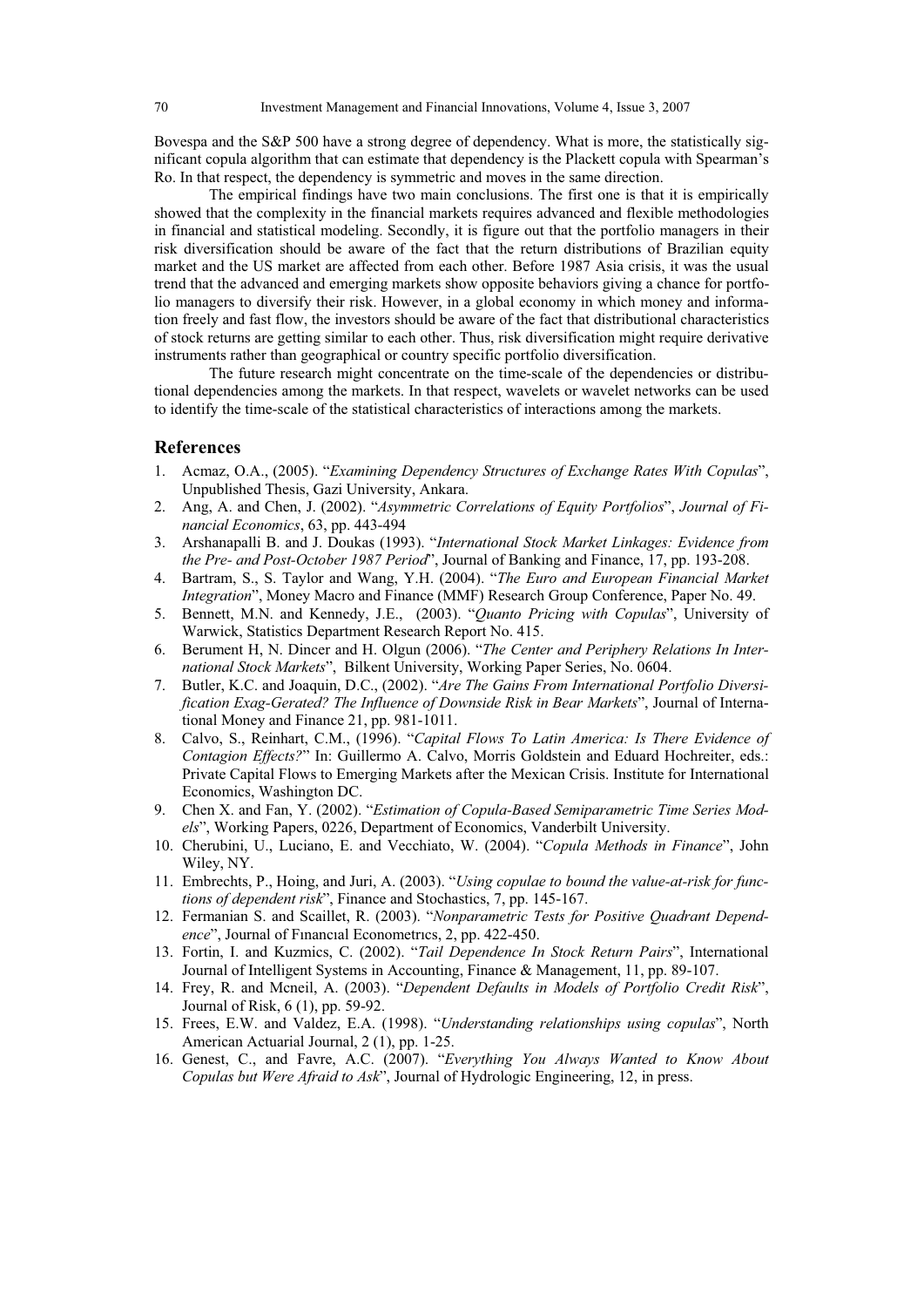Bovespa and the S&P 500 have a strong degree of dependency. What is more, the statistically significant copula algorithm that can estimate that dependency is the Plackett copula with Spearman's Ro. In that respect, the dependency is symmetric and moves in the same direction.

The empirical findings have two main conclusions. The first one is that it is empirically showed that the complexity in the financial markets requires advanced and flexible methodologies in financial and statistical modeling. Secondly, it is figure out that the portfolio managers in their risk diversification should be aware of the fact that the return distributions of Brazilian equity market and the US market are affected from each other. Before 1987 Asia crisis, it was the usual trend that the advanced and emerging markets show opposite behaviors giving a chance for portfolio managers to diversify their risk. However, in a global economy in which money and information freely and fast flow, the investors should be aware of the fact that distributional characteristics of stock returns are getting similar to each other. Thus, risk diversification might require derivative instruments rather than geographical or country specific portfolio diversification.

The future research might concentrate on the time-scale of the dependencies or distributional dependencies among the markets. In that respect, wavelets or wavelet networks can be used to identify the time-scale of the statistical characteristics of interactions among the markets.

## References

1. Acmaz, O.A., (2005). "*Examining Dependency Structures of Exchange Rates With Copulas*", Unpublished Thesis, Gazi University, Ankara.
2. Ang, A. and Chen, J. (2002). "*Asymmetric Correlations of Equity Portfolios*", *Journal of Financial Economics*, 63, pp. 443-494
3. Arshanapalli B. and J. Doukas (1993). "*International Stock Market Linkages: Evidence from the Pre- and Post-October 1987 Period*", Journal of Banking and Finance, 17, pp. 193-208.
4. Bartram, S., S. Taylor and Wang, Y.H. (2004). "*The Euro and European Financial Market Integration*", Money Macro and Finance (MMF) Research Group Conference, Paper No. 49.
5. Bennett, M.N. and Kennedy, J.E., (2003). "*Quanto Pricing with Copulas*", University of Warwick, Statistics Department Research Report No. 415.
6. Berument H, N. Dincer and H. Olgun (2006). "*The Center and Periphery Relations In International Stock Markets*", Bilkent University, Working Paper Series, No. 0604.
7. Butler, K.C. and Joaquin, D.C., (2002). "*Are The Gains From International Portfolio Diversification Exag-Gerated? The Influence of Downside Risk in Bear Markets*", Journal of International Money and Finance 21, pp. 981-1011.
8. Calvo, S., Reinhart, C.M., (1996). "*Capital Flows To Latin America: Is There Evidence of Contagion Effects?*" In: Guillermo A. Calvo, Morris Goldstein and Eduard Hochreiter, eds.: Private Capital Flows to Emerging Markets after the Mexican Crisis. Institute for International Economics, Washington DC.
9. Chen X. and Fan, Y. (2002). "*Estimation of Copula-Based Semiparametric Time Series Models*", Working Papers, 0226, Department of Economics, Vanderbilt University.
10. Cherubini, U., Luciano, E. and Vecchiato, W. (2004). "*Copula Methods in Finance*", John Wiley, NY.
11. Embrechts, P., Hoing, and Juri, A. (2003). "*Using copulae to bound the value-at-risk for functions of dependent risk*", Finance and Stochastics, 7, pp. 145-167.
12. Fermanian S. and Scaillet, R. (2003). "*Nonparametric Tests for Positive Quadrant Dependence*", Journal of Fınancıal Econometrıcs, 2, pp. 422-450.
13. Fortin, I. and Kuzmics, C. (2002). "*Tail Dependence In Stock Return Pairs*", International Journal of Intelligent Systems in Accounting, Finance & Management, 11, pp. 89-107.
14. Frey, R. and Mcneil, A. (2003). "*Dependent Defaults in Models of Portfolio Credit Risk*", Journal of Risk, 6 (1), pp. 59-92.
15. Frees, E.W. and Valdez, E.A. (1998). "*Understanding relationships using copulas*", North American Actuarial Journal, 2 (1), pp. 1-25.
16. Genest, C., and Favre, A.C. (2007). "*Everything You Always Wanted to Know About Copulas but Were Afraid to Ask*", Journal of Hydrologic Engineering, 12, in press.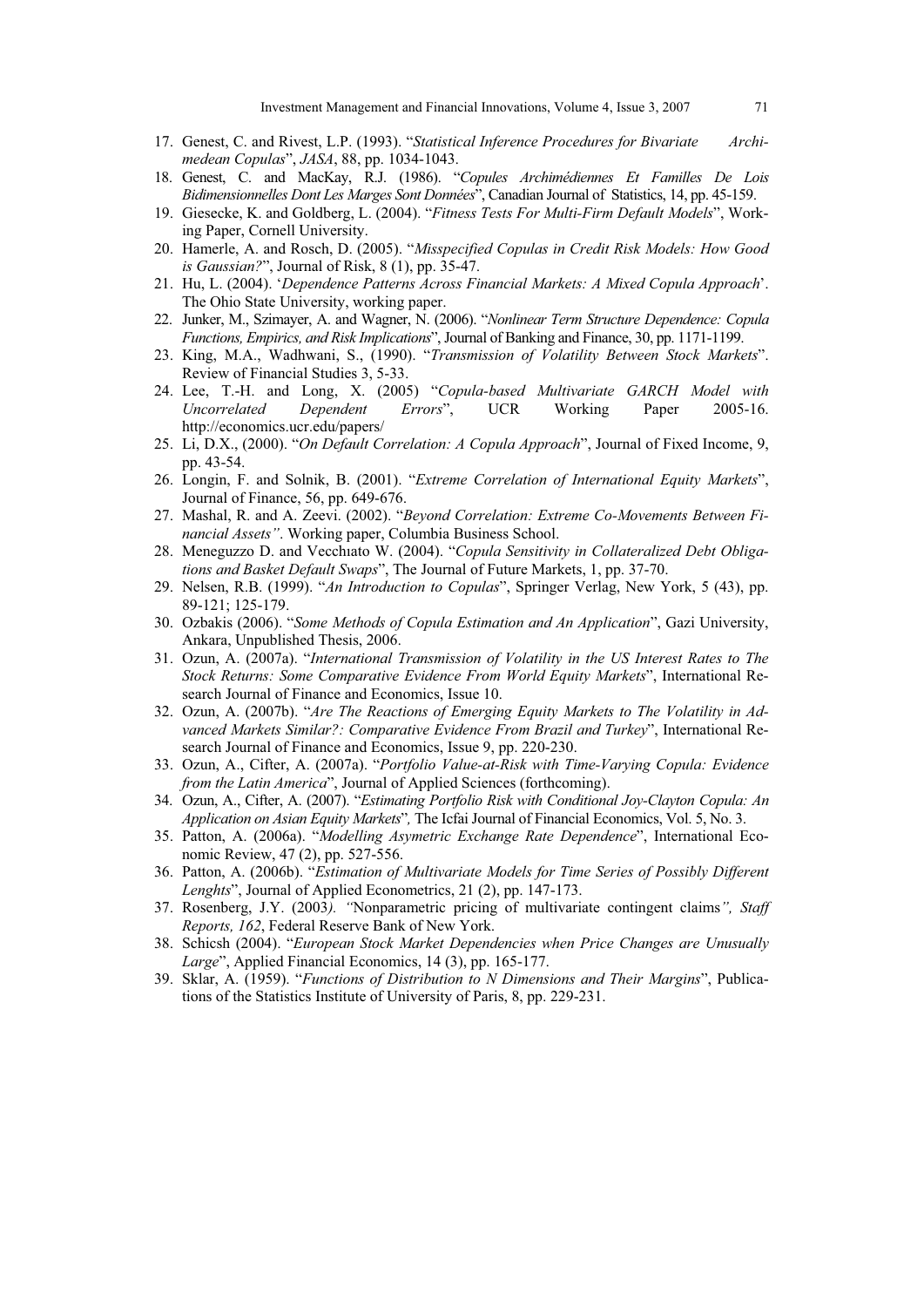17. Genest, C. and Rivest, L.P. (1993). "*Statistical Inference Procedures for Bivariate Archimedean Copulas*", *JASA*, 88, pp. 1034-1043.
18. Genest, C. and MacKay, R.J. (1986). "*Copules Archimédiennes Et Familles De Lois Bidimensionnelles Dont Les Marges Sont Données*", Canadian Journal of Statistics, 14, pp. 45-159.
19. Giesecke, K. and Goldberg, L. (2004). "*Fitness Tests For Multi-Firm Default Models*", Working Paper, Cornell University.
20. Hamerle, A. and Rosch, D. (2005). "*Misspecified Copulas in Credit Risk Models: How Good is Gaussian?*", Journal of Risk, 8 (1), pp. 35-47.
21. Hu, L. (2004). '*Dependence Patterns Across Financial Markets: A Mixed Copula Approach*'. The Ohio State University, working paper.
22. Junker, M., Szimayer, A. and Wagner, N. (2006). "*Nonlinear Term Structure Dependence: Copula Functions, Empirics, and Risk Implications*", Journal of Banking and Finance, 30, pp. 1171-1199.
23. King, M.A., Wadhwani, S., (1990). "*Transmission of Volatility Between Stock Markets*". Review of Financial Studies 3, 5-33.
24. Lee, T.-H. and Long, X. (2005) "*Copula-based Multivariate GARCH Model with Uncorrelated Dependent Errors*", UCR Working Paper 2005-16. http://economics.ucr.edu/papers/
25. Li, D.X., (2000). "*On Default Correlation: A Copula Approach*", Journal of Fixed Income, 9, pp. 43-54.
26. Longin, F. and Solnik, B. (2001). "*Extreme Correlation of International Equity Markets*", Journal of Finance, 56, pp. 649-676.
27. Mashal, R. and A. Zeevi. (2002). "*Beyond Correlation: Extreme Co-Movements Between Financial Assets"*. Working paper, Columbia Business School.
28. Meneguzzo D. and Vecchıato W. (2004). "*Copula Sensitivity in Collateralized Debt Obligations and Basket Default Swaps*", The Journal of Future Markets, 1, pp. 37-70.
29. Nelsen, R.B. (1999). "*An Introduction to Copulas*", Springer Verlag, New York, 5 (43), pp. 89-121; 125-179.
30. Ozbakis (2006). "*Some Methods of Copula Estimation and An Application*", Gazi University, Ankara, Unpublished Thesis, 2006.
31. Ozun, A. (2007a). "*International Transmission of Volatility in the US Interest Rates to The Stock Returns: Some Comparative Evidence From World Equity Markets*", International Research Journal of Finance and Economics, Issue 10.
32. Ozun, A. (2007b). "*Are The Reactions of Emerging Equity Markets to The Volatility in Advanced Markets Similar?: Comparative Evidence From Brazil and Turkey*", International Research Journal of Finance and Economics, Issue 9, pp. 220-230.
33. Ozun, A., Cifter, A. (2007a). "*Portfolio Value-at-Risk with Time-Varying Copula: Evidence from the Latin America*", Journal of Applied Sciences (forthcoming).
34. Ozun, A., Cifter, A. (2007). "*Estimating Portfolio Risk with Conditional Joy-Clayton Copula: An Application on Asian Equity Markets*", The Icfai Journal of Financial Economics, Vol. 5, No. 3.
35. Patton, A. (2006a). "*Modelling Asymetric Exchange Rate Dependence*", International Economic Review, 47 (2), pp. 527-556.
36. Patton, A. (2006b). "*Estimation of Multivariate Models for Time Series of Possibly Different Lenghts*", Journal of Applied Econometrics, 21 (2), pp. 147-173.
37. Rosenberg, J.Y. (2003*). "*Nonparametric pricing of multivariate contingent claims*", Staff Reports, 162*, Federal Reserve Bank of New York.
38. Schicsh (2004). "*European Stock Market Dependencies when Price Changes are Unusually Large*", Applied Financial Economics, 14 (3), pp. 165-177.
39. Sklar, A. (1959). "*Functions of Distribution to N Dimensions and Their Margins*", Publications of the Statistics Institute of University of Paris, 8, pp. 229-231.